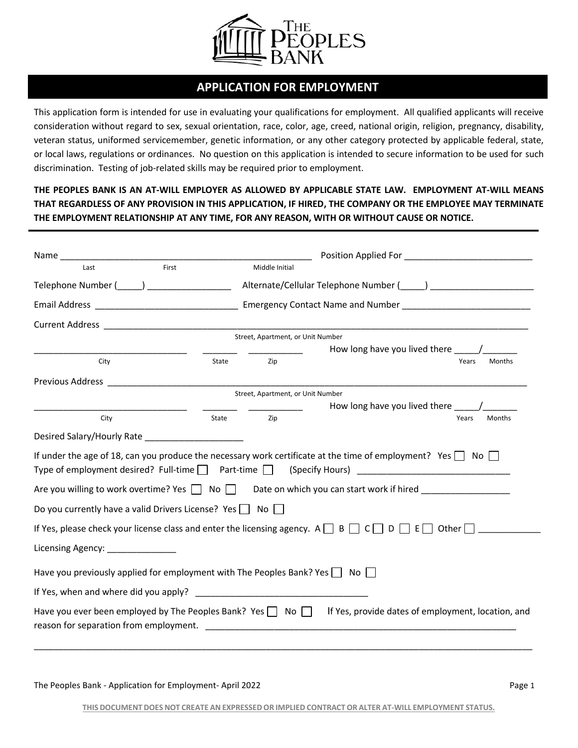THE PEOPLES BANK

## APPLICATION FOR EMPLOYMENT

This application form is intended for use in evaluating your qualifications for employment. All qualified applicants will receive consideration without regard to sex, sexual orientation, race, color, age, creed, national origin, religion, pregnancy, disability, veteran status, uniformed servicemember, genetic information, or any other category protected by applicable federal, state, or local laws, regulations or ordinances. No question on this application is intended to secure information to be used for such discrimination. Testing of job-related skills may be required prior to employment.

**THE PEOPLES BANK IS AN AT-WILL EMPLOYER AS ALLOWED BY APPLICABLE STATE LAW. EMPLOYMENT AT-WILL MEANS THAT REGARDLESS OF ANY PROVISION IN THIS APPLICATION, IF HIRED, THE COMPANY OR THE EMPLOYEE MAY TERMINATE THE EMPLOYMENT RELATIONSHIP AT ANY TIME, FOR ANY REASON, WITH OR WITHOUT CAUSE OR NOTICE.**

---

Name ______________________________________________ Position Applied For __________________________
Last First Middle Initial

Telephone Number (_____) ________________ Alternate/Cellular Telephone Number (_____) _____________________

Email Address ____________________________ Emergency Contact Name and Number __________________________

Current Address ______________________________________________________________________________
Street, Apartment, or Unit Number

______________________________ _______ ___________ How long have you lived there _____/_______
City State Zip Years Months

Previous Address ______________________________________________________________________________
Street, Apartment, or Unit Number

______________________________ _______ ___________ How long have you lived there _____/_______
City State Zip Years Months

Desired Salary/Hourly Rate ____________________

If under the age of 18, can you produce the necessary work certificate at the time of employment? Yes ☐ No ☐

Type of employment desired? Full-time ☐ Part-time ☐ (Specify Hours) ______________________________

Are you willing to work overtime? Yes ☐ No ☐ Date on which you can start work if hired _________________

Do you currently have a valid Drivers License? Yes ☐ No ☐

If Yes, please check your license class and enter the licensing agency. A ☐ B ☐ C ☐ D ☐ E ☐ Other ☐ ____________

Licensing Agency: ______________

Have you previously applied for employment with The Peoples Bank? Yes ☐ No ☐

If Yes, when and where did you apply? __________________________________

Have you ever been employed by The Peoples Bank? Yes ☐ No ☐ If Yes, provide dates of employment, location, and reason for separation from employment. ______________________________________________________________

____________________________________________________________________________________________

The Peoples Bank - Application for Employment- April 2022

**THIS DOCUMENT DOES NOT CREATE AN EXPRESSED OR IMPLIED CONTRACT OR ALTER AT-WILL EMPLOYMENT STATUS.**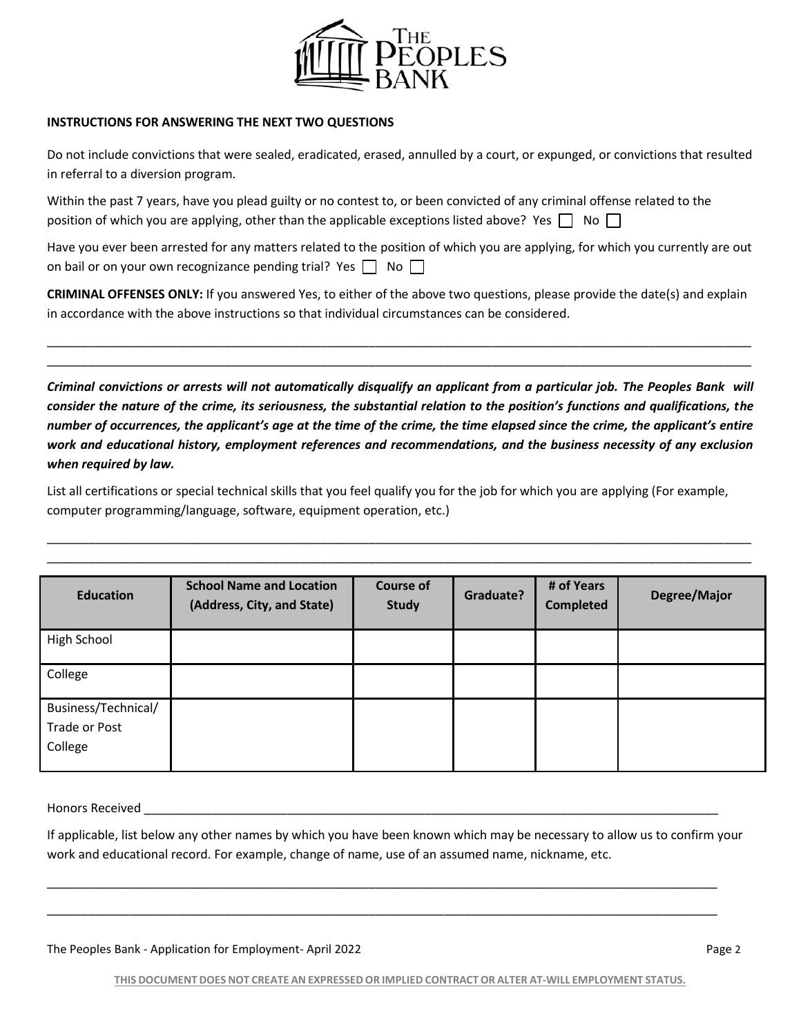**INSTRUCTIONS FOR ANSWERING THE NEXT TWO QUESTIONS**

Do not include convictions that were sealed, eradicated, erased, annulled by a court, or expunged, or convictions that resulted in referral to a diversion program.

Within the past 7 years, have you plead guilty or no contest to, or been convicted of any criminal offense related to the position of which you are applying, other than the applicable exceptions listed above? Yes ☐ No ☐

Have you ever been arrested for any matters related to the position of which you are applying, for which you currently are out on bail or on your own recognizance pending trial? Yes ☐ No ☐

**CRIMINAL OFFENSES ONLY:** If you answered Yes, to either of the above two questions, please provide the date(s) and explain in accordance with the above instructions so that individual circumstances can be considered.

______________________________________________________________________________________________

______________________________________________________________________________________________

***Criminal convictions or arrests will not automatically disqualify an applicant from a particular job. The Peoples Bank will consider the nature of the crime, its seriousness, the substantial relation to the position's functions and qualifications, the number of occurrences, the applicant's age at the time of the crime, the time elapsed since the crime, the applicant's entire work and educational history, employment references and recommendations, and the business necessity of any exclusion when required by law.***

List all certifications or special technical skills that you feel qualify you for the job for which you are applying (For example, computer programming/language, software, equipment operation, etc.)

______________________________________________________________________________________________

______________________________________________________________________________________________

| Education | School Name and Location (Address, City, and State) | Course of Study | Graduate? | # of Years Completed | Degree/Major |
|---|---|---|---|---|---|
| High School | | | | | |
| College | | | | | |
| Business/Technical/ Trade or Post College | | | | | |

Honors Received ______________________________________________________________________________

If applicable, list below any other names by which you have been known which may be necessary to allow us to confirm your work and educational record. For example, change of name, use of an assumed name, nickname, etc.

______________________________________________________________________________________________

______________________________________________________________________________________________

**THIS DOCUMENT DOES NOT CREATE AN EXPRESSED OR IMPLIED CONTRACT OR ALTER AT-WILL EMPLOYMENT STATUS.**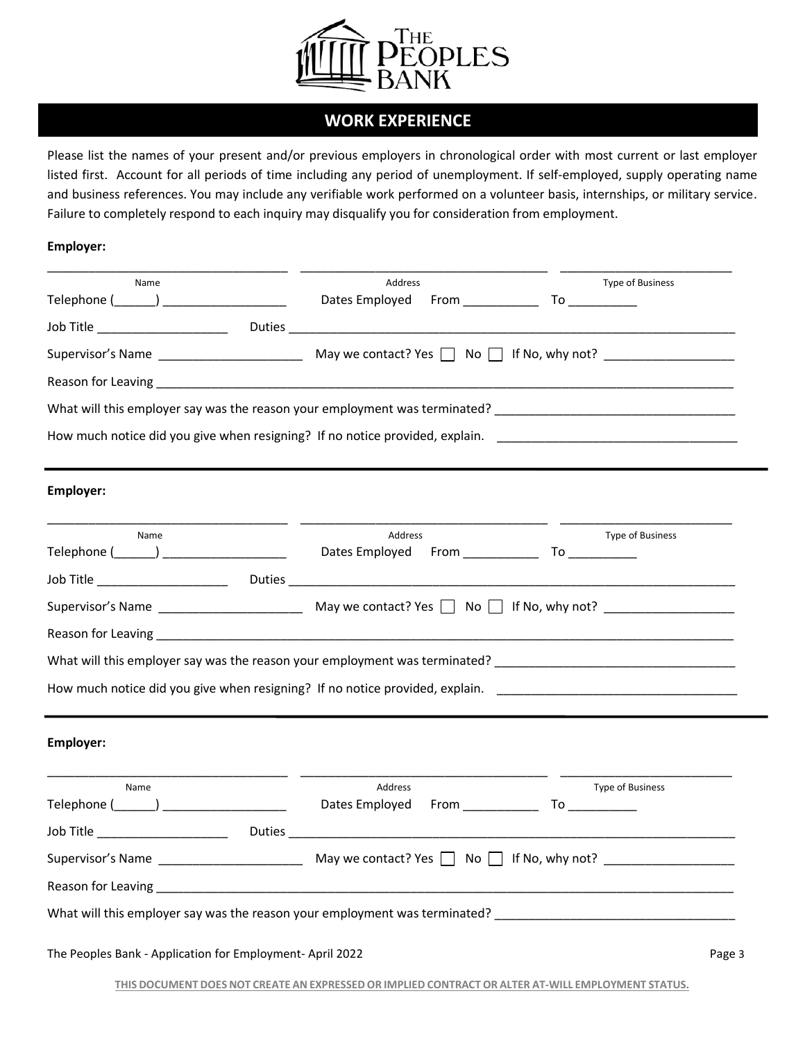The Peoples Bank

## WORK EXPERIENCE

Please list the names of your present and/or previous employers in chronological order with most current or last employer listed first. Account for all periods of time including any period of unemployment. If self-employed, supply operating name and business references. You may include any verifiable work performed on a volunteer basis, internships, or military service. Failure to completely respond to each inquiry may disqualify you for consideration from employment.

**Employer:**

___________________________________ ___________________________________ _________________________
Name Address Type of Business

Telephone (______) __________________ Dates Employed From ___________ To __________

Job Title ___________________ Duties _____________________________________________________________________

Supervisor's Name _____________________ May we contact? Yes ☐ No ☐ If No, why not? ___________________

Reason for Leaving _____________________________________________________________________________________

What will this employer say was the reason your employment was terminated? __________________________________

How much notice did you give when resigning? If no notice provided, explain. __________________________________

---

**Employer:**

___________________________________ ___________________________________ _________________________
Name Address Type of Business

Telephone (______) __________________ Dates Employed From ___________ To __________

Job Title ___________________ Duties _____________________________________________________________________

Supervisor's Name _____________________ May we contact? Yes ☐ No ☐ If No, why not? ___________________

Reason for Leaving _____________________________________________________________________________________

What will this employer say was the reason your employment was terminated? __________________________________

How much notice did you give when resigning? If no notice provided, explain. __________________________________

---

**Employer:**

___________________________________ ___________________________________ _________________________
Name Address Type of Business

Telephone (______) __________________ Dates Employed From ___________ To __________

Job Title ___________________ Duties _____________________________________________________________________

Supervisor's Name _____________________ May we contact? Yes ☐ No ☐ If No, why not? ___________________

Reason for Leaving _____________________________________________________________________________________

What will this employer say was the reason your employment was terminated? __________________________________

The Peoples Bank - Application for Employment- April 2022

**THIS DOCUMENT DOES NOT CREATE AN EXPRESSED OR IMPLIED CONTRACT OR ALTER AT-WILL EMPLOYMENT STATUS.**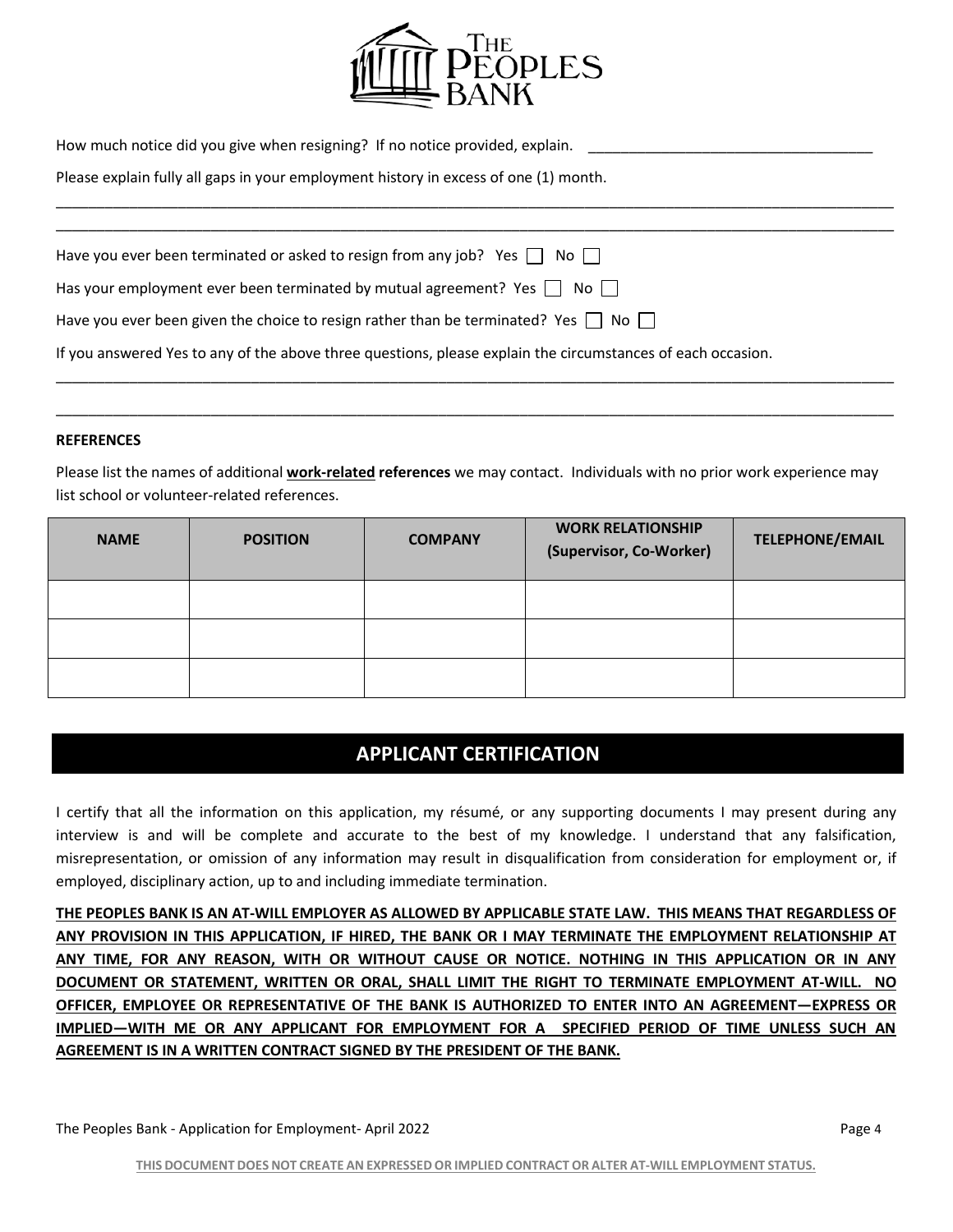How much notice did you give when resigning? If no notice provided, explain. ___________________________________

Please explain fully all gaps in your employment history in excess of one (1) month.

_______________________________________________________________________________________________

_______________________________________________________________________________________________

Have you ever been terminated or asked to resign from any job? Yes ☐ No ☐

Has your employment ever been terminated by mutual agreement? Yes ☐ No ☐

Have you ever been given the choice to resign rather than be terminated? Yes ☐ No ☐

If you answered Yes to any of the above three questions, please explain the circumstances of each occasion.

_______________________________________________________________________________________________

_______________________________________________________________________________________________

**REFERENCES**

Please list the names of additional **work-related references** we may contact. Individuals with no prior work experience may list school or volunteer-related references.

| NAME | POSITION | COMPANY | WORK RELATIONSHIP (Supervisor, Co-Worker) | TELEPHONE/EMAIL |
|---|---|---|---|---|
| | | | | |
| | | | | |
| | | | | |

## APPLICANT CERTIFICATION

I certify that all the information on this application, my résumé, or any supporting documents I may present during any interview is and will be complete and accurate to the best of my knowledge. I understand that any falsification, misrepresentation, or omission of any information may result in disqualification from consideration for employment or, if employed, disciplinary action, up to and including immediate termination.

**THE PEOPLES BANK IS AN AT-WILL EMPLOYER AS ALLOWED BY APPLICABLE STATE LAW. THIS MEANS THAT REGARDLESS OF ANY PROVISION IN THIS APPLICATION, IF HIRED, THE BANK OR I MAY TERMINATE THE EMPLOYMENT RELATIONSHIP AT ANY TIME, FOR ANY REASON, WITH OR WITHOUT CAUSE OR NOTICE. NOTHING IN THIS APPLICATION OR IN ANY DOCUMENT OR STATEMENT, WRITTEN OR ORAL, SHALL LIMIT THE RIGHT TO TERMINATE EMPLOYMENT AT-WILL. NO OFFICER, EMPLOYEE OR REPRESENTATIVE OF THE BANK IS AUTHORIZED TO ENTER INTO AN AGREEMENT—EXPRESS OR IMPLIED—WITH ME OR ANY APPLICANT FOR EMPLOYMENT FOR A SPECIFIED PERIOD OF TIME UNLESS SUCH AN AGREEMENT IS IN A WRITTEN CONTRACT SIGNED BY THE PRESIDENT OF THE BANK.**

**THIS DOCUMENT DOES NOT CREATE AN EXPRESSED OR IMPLIED CONTRACT OR ALTER AT-WILL EMPLOYMENT STATUS.**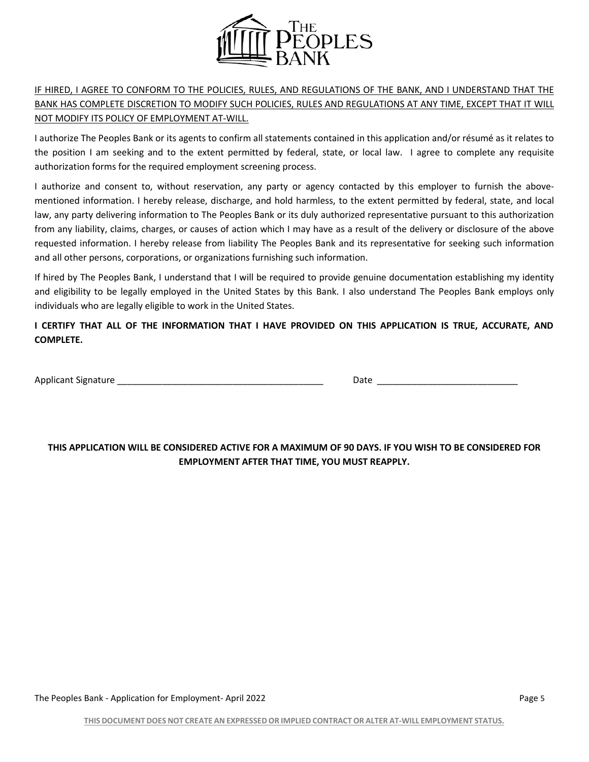IF HIRED, I AGREE TO CONFORM TO THE POLICIES, RULES, AND REGULATIONS OF THE BANK, AND I UNDERSTAND THAT THE BANK HAS COMPLETE DISCRETION TO MODIFY SUCH POLICIES, RULES AND REGULATIONS AT ANY TIME, EXCEPT THAT IT WILL NOT MODIFY ITS POLICY OF EMPLOYMENT AT-WILL.

I authorize The Peoples Bank or its agents to confirm all statements contained in this application and/or résumé as it relates to the position I am seeking and to the extent permitted by federal, state, or local law. I agree to complete any requisite authorization forms for the required employment screening process.

I authorize and consent to, without reservation, any party or agency contacted by this employer to furnish the above-mentioned information. I hereby release, discharge, and hold harmless, to the extent permitted by federal, state, and local law, any party delivering information to The Peoples Bank or its duly authorized representative pursuant to this authorization from any liability, claims, charges, or causes of action which I may have as a result of the delivery or disclosure of the above requested information. I hereby release from liability The Peoples Bank and its representative for seeking such information and all other persons, corporations, or organizations furnishing such information.

If hired by The Peoples Bank, I understand that I will be required to provide genuine documentation establishing my identity and eligibility to be legally employed in the United States by this Bank. I also understand The Peoples Bank employs only individuals who are legally eligible to work in the United States.

**I CERTIFY THAT ALL OF THE INFORMATION THAT I HAVE PROVIDED ON THIS APPLICATION IS TRUE, ACCURATE, AND COMPLETE.**

Applicant Signature ___________________________________________ Date ____________________________

**THIS APPLICATION WILL BE CONSIDERED ACTIVE FOR A MAXIMUM OF 90 DAYS. IF YOU WISH TO BE CONSIDERED FOR EMPLOYMENT AFTER THAT TIME, YOU MUST REAPPLY.**

**THIS DOCUMENT DOES NOT CREATE AN EXPRESSED OR IMPLIED CONTRACT OR ALTER AT-WILL EMPLOYMENT STATUS.**